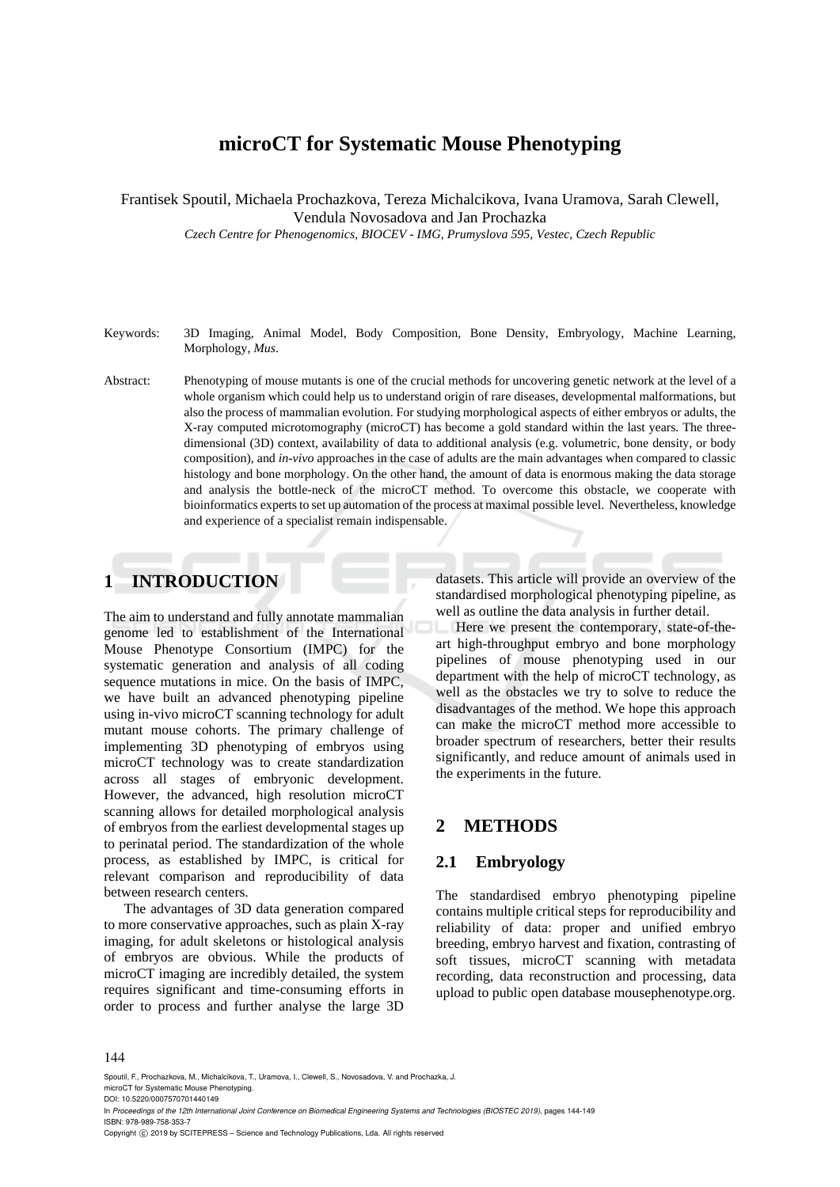# microCT for Systematic Mouse Phenotyping

Frantisek Spoutil, Michaela Prochazkova, Tereza Michalcikova, Ivana Uramova, Sarah Clewell, Vendula Novosadova and Jan Prochazka

*Czech Centre for Phenogenomics, BIOCEV - IMG, Prumyslova 595, Vestec, Czech Republic*

Keywords: 3D Imaging, Animal Model, Body Composition, Bone Density, Embryology, Machine Learning, Morphology, *Mus*.

Abstract: Phenotyping of mouse mutants is one of the crucial methods for uncovering genetic network at the level of a whole organism which could help us to understand origin of rare diseases, developmental malformations, but also the process of mammalian evolution. For studying morphological aspects of either embryos or adults, the X-ray computed microtomography (microCT) has become a gold standard within the last years. The three-dimensional (3D) context, availability of data to additional analysis (e.g. volumetric, bone density, or body composition), and *in-vivo* approaches in the case of adults are the main advantages when compared to classic histology and bone morphology. On the other hand, the amount of data is enormous making the data storage and analysis the bottle-neck of the microCT method. To overcome this obstacle, we cooperate with bioinformatics experts to set up automation of the process at maximal possible level. Nevertheless, knowledge and experience of a specialist remain indispensable.

## 1 INTRODUCTION

The aim to understand and fully annotate mammalian genome led to establishment of the International Mouse Phenotype Consortium (IMPC) for the systematic generation and analysis of all coding sequence mutations in mice. On the basis of IMPC, we have built an advanced phenotyping pipeline using in-vivo microCT scanning technology for adult mutant mouse cohorts. The primary challenge of implementing 3D phenotyping of embryos using microCT technology was to create standardization across all stages of embryonic development. However, the advanced, high resolution microCT scanning allows for detailed morphological analysis of embryos from the earliest developmental stages up to perinatal period. The standardization of the whole process, as established by IMPC, is critical for relevant comparison and reproducibility of data between research centers.

The advantages of 3D data generation compared to more conservative approaches, such as plain X-ray imaging, for adult skeletons or histological analysis of embryos are obvious. While the products of microCT imaging are incredibly detailed, the system requires significant and time-consuming efforts in order to process and further analyse the large 3D datasets. This article will provide an overview of the standardised morphological phenotyping pipeline, as well as outline the data analysis in further detail.

Here we present the contemporary, state-of-the-art high-throughput embryo and bone morphology pipelines of mouse phenotyping used in our department with the help of microCT technology, as well as the obstacles we try to solve to reduce the disadvantages of the method. We hope this approach can make the microCT method more accessible to broader spectrum of researchers, better their results significantly, and reduce amount of animals used in the experiments in the future.

## 2 METHODS

### 2.1 Embryology

The standardised embryo phenotyping pipeline contains multiple critical steps for reproducibility and reliability of data: proper and unified embryo breeding, embryo harvest and fixation, contrasting of soft tissues, microCT scanning with metadata recording, data reconstruction and processing, data upload to public open database mousephenotype.org.

Spoutil, F., Prochazkova, M., Michalcikova, T., Uramova, I., Clewell, S., Novosadova, V. and Prochazka, J.
microCT for Systematic Mouse Phenotyping.
DOI: 10.5220/0007570701440149
In *Proceedings of the 12th International Joint Conference on Biomedical Engineering Systems and Technologies (BIOSTEC 2019)*, pages 144-149
ISBN: 978-989-758-353-7
Copyright © 2019 by SCITEPRESS – Science and Technology Publications, Lda. All rights reserved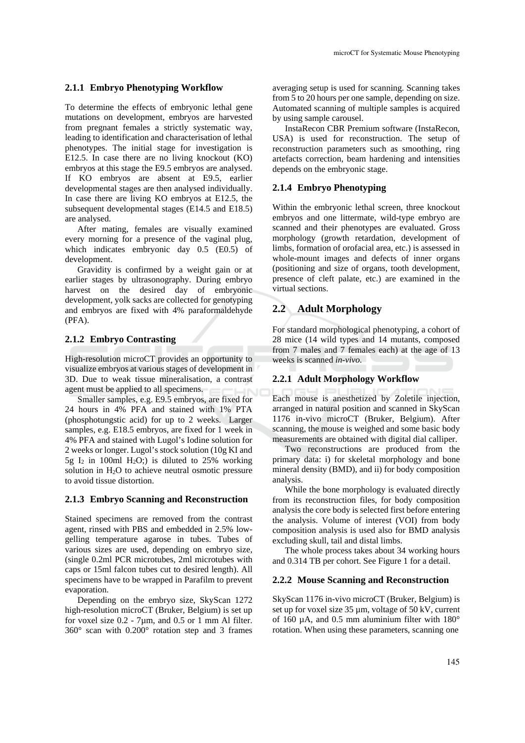### 2.1.1 Embryo Phenotyping Workflow

To determine the effects of embryonic lethal gene mutations on development, embryos are harvested from pregnant females a strictly systematic way, leading to identification and characterisation of lethal phenotypes. The initial stage for investigation is E12.5. In case there are no living knockout (KO) embryos at this stage the E9.5 embryos are analysed. If KO embryos are absent at E9.5, earlier developmental stages are then analysed individually. In case there are living KO embryos at E12.5, the subsequent developmental stages (E14.5 and E18.5) are analysed.

After mating, females are visually examined every morning for a presence of the vaginal plug, which indicates embryonic day 0.5 (E0.5) of development.

Gravidity is confirmed by a weight gain or at earlier stages by ultrasonography. During embryo harvest on the desired day of embryonic development, yolk sacks are collected for genotyping and embryos are fixed with 4% paraformaldehyde (PFA).

### 2.1.2 Embryo Contrasting

High-resolution microCT provides an opportunity to visualize embryos at various stages of development in 3D. Due to weak tissue mineralisation, a contrast agent must be applied to all specimens.

Smaller samples, e.g. E9.5 embryos, are fixed for 24 hours in 4% PFA and stained with 1% PTA (phosphotungstic acid) for up to 2 weeks. Larger samples, e.g. E18.5 embryos, are fixed for 1 week in 4% PFA and stained with Lugol's Iodine solution for 2 weeks or longer. Lugol's stock solution (10g KI and 5g $I_2$ in 100ml $H_2O$;) is diluted to 25% working solution in $H_2O$ to achieve neutral osmotic pressure to avoid tissue distortion.

### 2.1.3 Embryo Scanning and Reconstruction

Stained specimens are removed from the contrast agent, rinsed with PBS and embedded in 2.5% low-gelling temperature agarose in tubes. Tubes of various sizes are used, depending on embryo size, (single 0.2ml PCR microtubes, 2ml microtubes with caps or 15ml falcon tubes cut to desired length). All specimens have to be wrapped in Parafilm to prevent evaporation.

Depending on the embryo size, SkyScan 1272 high-resolution microCT (Bruker, Belgium) is set up for voxel size 0.2 - 7µm, and 0.5 or 1 mm Al filter. 360° scan with 0.200° rotation step and 3 frames averaging setup is used for scanning. Scanning takes from 5 to 20 hours per one sample, depending on size. Automated scanning of multiple samples is acquired by using sample carousel.

InstaRecon CBR Premium software (InstaRecon, USA) is used for reconstruction. The setup of reconstruction parameters such as smoothing, ring artefacts correction, beam hardening and intensities depends on the embryonic stage.

### 2.1.4 Embryo Phenotyping

Within the embryonic lethal screen, three knockout embryos and one littermate, wild-type embryo are scanned and their phenotypes are evaluated. Gross morphology (growth retardation, development of limbs, formation of orofacial area, etc.) is assessed in whole-mount images and defects of inner organs (positioning and size of organs, tooth development, presence of cleft palate, etc.) are examined in the virtual sections.

## 2.2 Adult Morphology

For standard morphological phenotyping, a cohort of 28 mice (14 wild types and 14 mutants, composed from 7 males and 7 females each) at the age of 13 weeks is scanned *in-vivo*.

### 2.2.1 Adult Morphology Workflow

Each mouse is anesthetized by Zoletile injection, arranged in natural position and scanned in SkyScan 1176 in-vivo microCT (Bruker, Belgium). After scanning, the mouse is weighed and some basic body measurements are obtained with digital dial calliper.

Two reconstructions are produced from the primary data: i) for skeletal morphology and bone mineral density (BMD), and ii) for body composition analysis.

While the bone morphology is evaluated directly from its reconstruction files, for body composition analysis the core body is selected first before entering the analysis. Volume of interest (VOI) from body composition analysis is used also for BMD analysis excluding skull, tail and distal limbs.

The whole process takes about 34 working hours and 0.314 TB per cohort. See Figure 1 for a detail.

### 2.2.2 Mouse Scanning and Reconstruction

SkyScan 1176 in-vivo microCT (Bruker, Belgium) is set up for voxel size 35 µm, voltage of 50 kV, current of 160 µA, and 0.5 mm aluminium filter with 180° rotation. When using these parameters, scanning one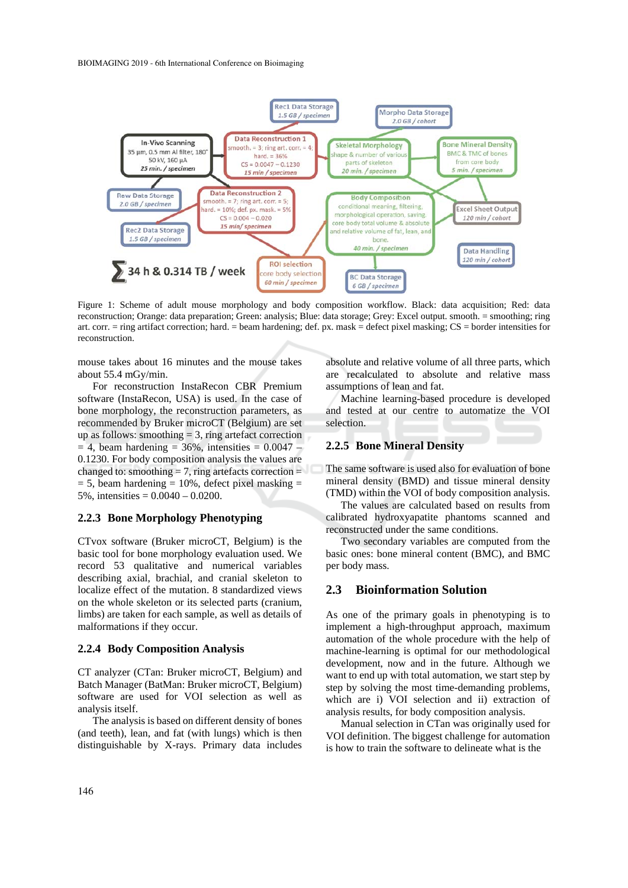Figure 1: Scheme of adult mouse morphology and body composition workflow. Black: data acquisition; Red: data reconstruction; Orange: data preparation; Green: analysis; Blue: data storage; Grey: Excel output. smooth. = smoothing; ring art. corr. = ring artifact correction; hard. = beam hardening; def. px. mask = defect pixel masking; CS = border intensities for reconstruction.

mouse takes about 16 minutes and the mouse takes about 55.4 mGy/min.

For reconstruction InstaRecon CBR Premium software (InstaRecon, USA) is used. In the case of bone morphology, the reconstruction parameters, as recommended by Bruker microCT (Belgium) are set up as follows: smoothing = 3, ring artefact correction = 4, beam hardening = 36%, intensities = 0.0047 – 0.1230. For body composition analysis the values are changed to: smoothing = 7, ring artefacts correction = = 5, beam hardening = 10%, defect pixel masking = 5%, intensities = 0.0040 – 0.0200.

### 2.2.3 Bone Morphology Phenotyping

CTvox software (Bruker microCT, Belgium) is the basic tool for bone morphology evaluation used. We record 53 qualitative and numerical variables describing axial, brachial, and cranial skeleton to localize effect of the mutation. 8 standardized views on the whole skeleton or its selected parts (cranium, limbs) are taken for each sample, as well as details of malformations if they occur.

### 2.2.4 Body Composition Analysis

CT analyzer (CTan: Bruker microCT, Belgium) and Batch Manager (BatMan: Bruker microCT, Belgium) software are used for VOI selection as well as analysis itself.

The analysis is based on different density of bones (and teeth), lean, and fat (with lungs) which is then distinguishable by X-rays. Primary data includes absolute and relative volume of all three parts, which are recalculated to absolute and relative mass assumptions of lean and fat.

Machine learning-based procedure is developed and tested at our centre to automatize the VOI selection.

### 2.2.5 Bone Mineral Density

The same software is used also for evaluation of bone mineral density (BMD) and tissue mineral density (TMD) within the VOI of body composition analysis.

The values are calculated based on results from calibrated hydroxyapatite phantoms scanned and reconstructed under the same conditions.

Two secondary variables are computed from the basic ones: bone mineral content (BMC), and BMC per body mass.

## 2.3 Bioinformation Solution

As one of the primary goals in phenotyping is to implement a high-throughput approach, maximum automation of the whole procedure with the help of machine-learning is optimal for our methodological development, now and in the future. Although we want to end up with total automation, we start step by step by solving the most time-demanding problems, which are i) VOI selection and ii) extraction of analysis results, for body composition analysis.

Manual selection in CTan was originally used for VOI definition. The biggest challenge for automation is how to train the software to delineate what is the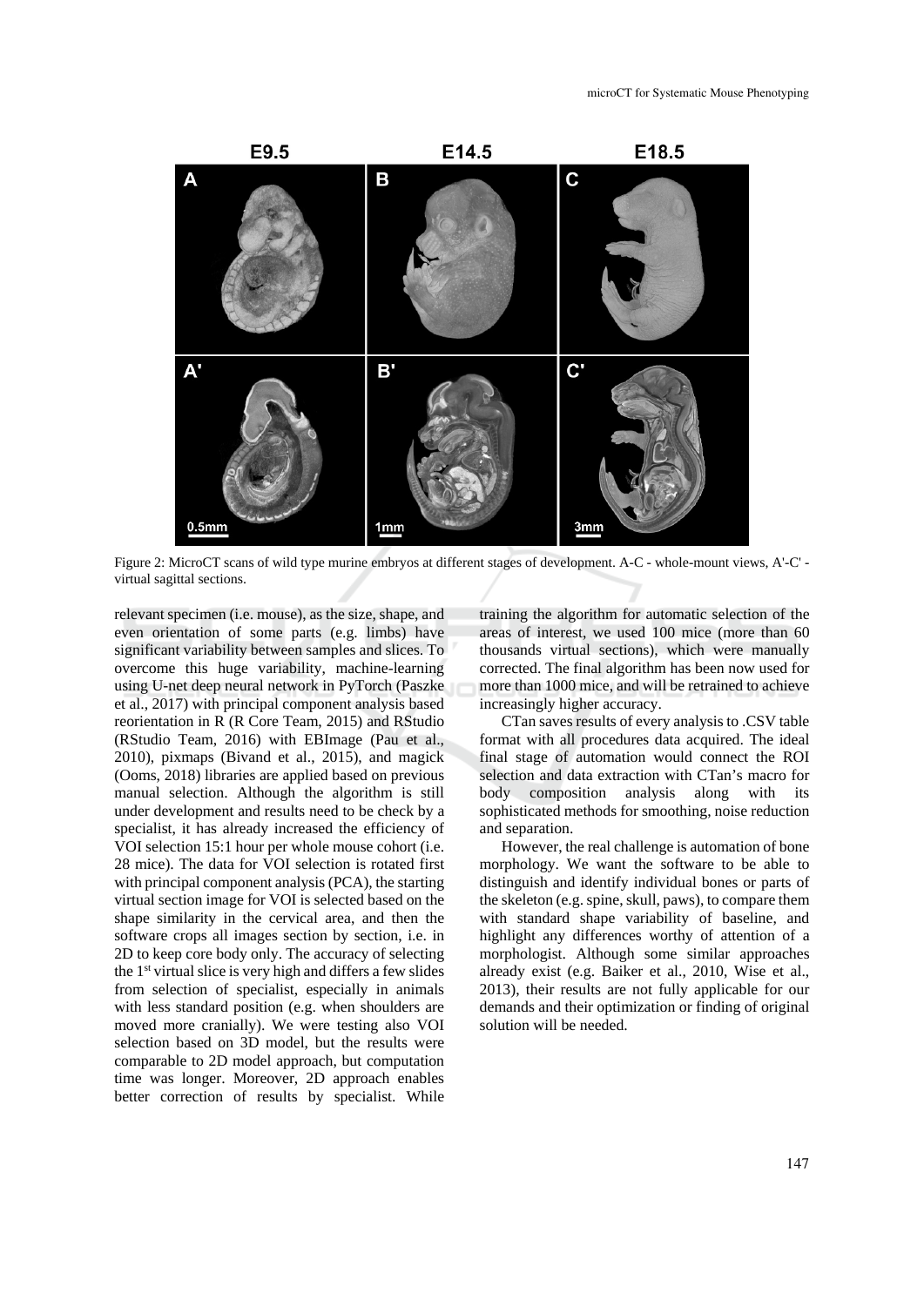Figure 2: MicroCT scans of wild type murine embryos at different stages of development. A-C - whole-mount views, A'-C' - virtual sagittal sections.

relevant specimen (i.e. mouse), as the size, shape, and even orientation of some parts (e.g. limbs) have significant variability between samples and slices. To overcome this huge variability, machine-learning using U-net deep neural network in PyTorch (Paszke et al., 2017) with principal component analysis based reorientation in R (R Core Team, 2015) and RStudio (RStudio Team, 2016) with EBImage (Pau et al., 2010), pixmaps (Bivand et al., 2015), and magick (Ooms, 2018) libraries are applied based on previous manual selection. Although the algorithm is still under development and results need to be check by a specialist, it has already increased the efficiency of VOI selection 15:1 hour per whole mouse cohort (i.e. 28 mice). The data for VOI selection is rotated first with principal component analysis (PCA), the starting virtual section image for VOI is selected based on the shape similarity in the cervical area, and then the software crops all images section by section, i.e. in 2D to keep core body only. The accuracy of selecting the 1st virtual slice is very high and differs a few slides from selection of specialist, especially in animals with less standard position (e.g. when shoulders are moved more cranially). We were testing also VOI selection based on 3D model, but the results were comparable to 2D model approach, but computation time was longer. Moreover, 2D approach enables better correction of results by specialist. While training the algorithm for automatic selection of the areas of interest, we used 100 mice (more than 60 thousands virtual sections), which were manually corrected. The final algorithm has been now used for more than 1000 mice, and will be retrained to achieve increasingly higher accuracy.

CTan saves results of every analysis to .CSV table format with all procedures data acquired. The ideal final stage of automation would connect the ROI selection and data extraction with CTan's macro for body composition analysis along with its sophisticated methods for smoothing, noise reduction and separation.

However, the real challenge is automation of bone morphology. We want the software to be able to distinguish and identify individual bones or parts of the skeleton (e.g. spine, skull, paws), to compare them with standard shape variability of baseline, and highlight any differences worthy of attention of a morphologist. Although some similar approaches already exist (e.g. Baiker et al., 2010, Wise et al., 2013), their results are not fully applicable for our demands and their optimization or finding of original solution will be needed.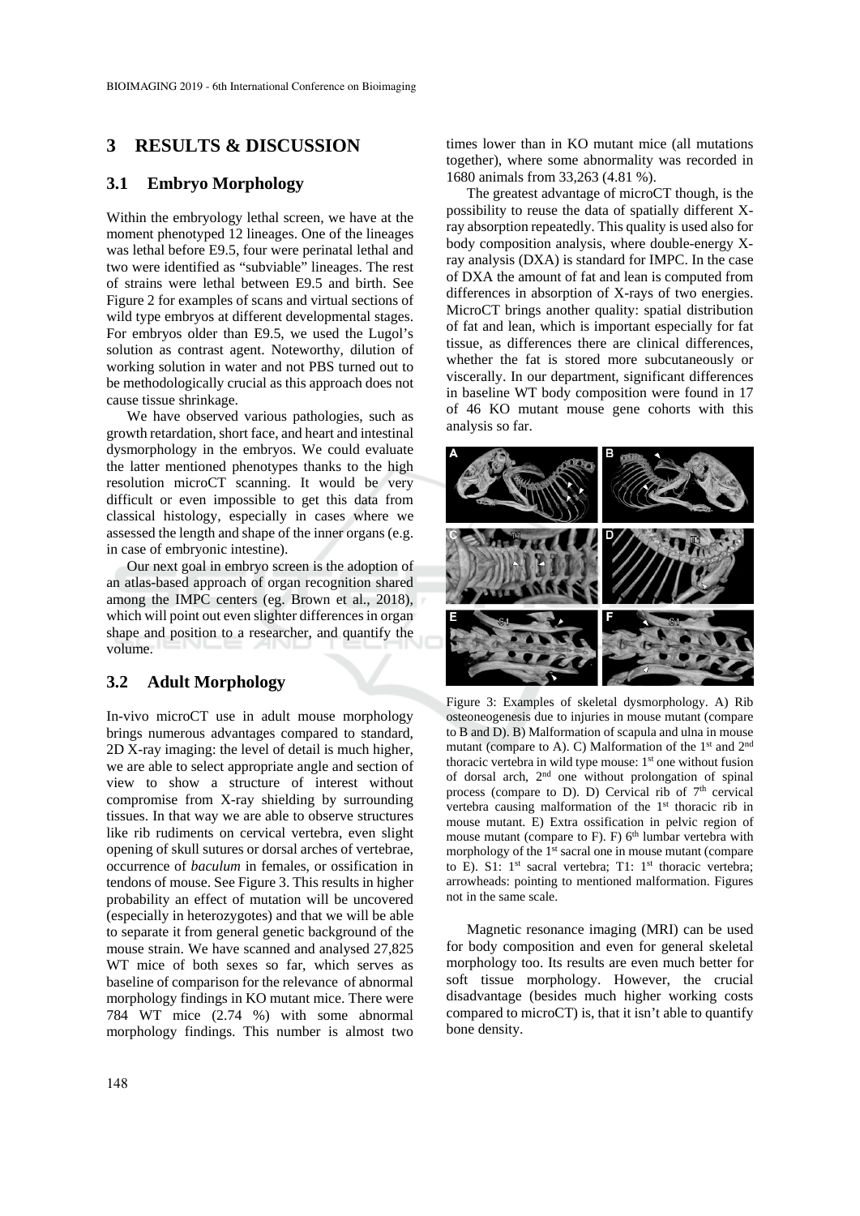## 3 RESULTS & DISCUSSION

### 3.1 Embryo Morphology

Within the embryology lethal screen, we have at the moment phenotyped 12 lineages. One of the lineages was lethal before E9.5, four were perinatal lethal and two were identified as "subviable" lineages. The rest of strains were lethal between E9.5 and birth. See Figure 2 for examples of scans and virtual sections of wild type embryos at different developmental stages. For embryos older than E9.5, we used the Lugol's solution as contrast agent. Noteworthy, dilution of working solution in water and not PBS turned out to be methodologically crucial as this approach does not cause tissue shrinkage.

We have observed various pathologies, such as growth retardation, short face, and heart and intestinal dysmorphology in the embryos. We could evaluate the latter mentioned phenotypes thanks to the high resolution microCT scanning. It would be very difficult or even impossible to get this data from classical histology, especially in cases where we assessed the length and shape of the inner organs (e.g. in case of embryonic intestine).

Our next goal in embryo screen is the adoption of an atlas-based approach of organ recognition shared among the IMPC centers (eg. Brown et al., 2018), which will point out even slighter differences in organ shape and position to a researcher, and quantify the volume.

### 3.2 Adult Morphology

In-vivo microCT use in adult mouse morphology brings numerous advantages compared to standard, 2D X-ray imaging: the level of detail is much higher, we are able to select appropriate angle and section of view to show a structure of interest without compromise from X-ray shielding by surrounding tissues. In that way we are able to observe structures like rib rudiments on cervical vertebra, even slight opening of skull sutures or dorsal arches of vertebrae, occurrence of *baculum* in females, or ossification in tendons of mouse. See Figure 3. This results in higher probability an effect of mutation will be uncovered (especially in heterozygotes) and that we will be able to separate it from general genetic background of the mouse strain. We have scanned and analysed 27,825 WT mice of both sexes so far, which serves as baseline of comparison for the relevance of abnormal morphology findings in KO mutant mice. There were 784 WT mice (2.74 %) with some abnormal morphology findings. This number is almost two times lower than in KO mutant mice (all mutations together), where some abnormality was recorded in 1680 animals from 33,263 (4.81 %).

The greatest advantage of microCT though, is the possibility to reuse the data of spatially different X-ray absorption repeatedly. This quality is used also for body composition analysis, where double-energy X-ray analysis (DXA) is standard for IMPC. In the case of DXA the amount of fat and lean is computed from differences in absorption of X-rays of two energies. MicroCT brings another quality: spatial distribution of fat and lean, which is important especially for fat tissue, as differences there are clinical differences, whether the fat is stored more subcutaneously or viscerally. In our department, significant differences in baseline WT body composition were found in 17 of 46 KO mutant mouse gene cohorts with this analysis so far.

Figure 3: Examples of skeletal dysmorphology. A) Rib osteoneogenesis due to injuries in mouse mutant (compare to B and D). B) Malformation of scapula and ulna in mouse mutant (compare to A). C) Malformation of the 1st and 2nd thoracic vertebra in wild type mouse: 1st one without fusion of dorsal arch, 2nd one without prolongation of spinal process (compare to D). D) Cervical rib of 7th cervical vertebra causing malformation of the 1st thoracic rib in mouse mutant. E) Extra ossification in pelvic region of mouse mutant (compare to F). F) 6th lumbar vertebra with morphology of the 1st sacral one in mouse mutant (compare to E). S1: 1st sacral vertebra; T1: 1st thoracic vertebra; arrowheads: pointing to mentioned malformation. Figures not in the same scale.

Magnetic resonance imaging (MRI) can be used for body composition and even for general skeletal morphology too. Its results are even much better for soft tissue morphology. However, the crucial disadvantage (besides much higher working costs compared to microCT) is, that it isn't able to quantify bone density.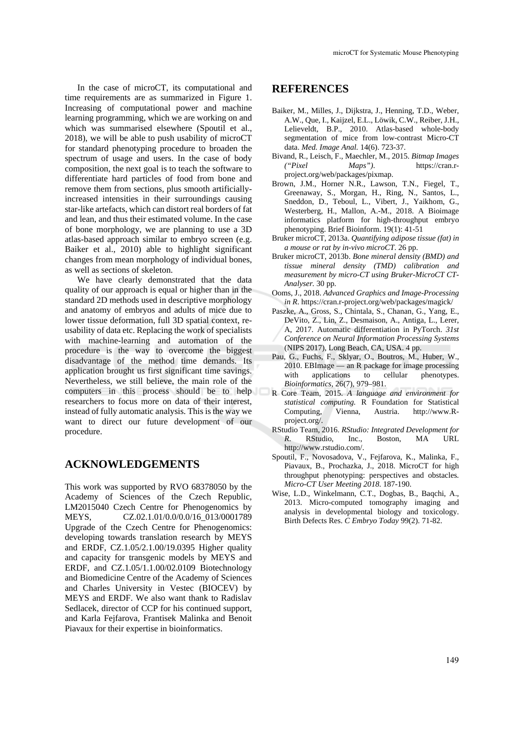In the case of microCT, its computational and time requirements are as summarized in Figure 1. Increasing of computational power and machine learning programming, which we are working on and which was summarised elsewhere (Spoutil et al., 2018), we will be able to push usability of microCT for standard phenotyping procedure to broaden the spectrum of usage and users. In the case of body composition, the next goal is to teach the software to differentiate hard particles of food from bone and remove them from sections, plus smooth artificially-increased intensities in their surroundings causing star-like artefacts, which can distort real borders of fat and lean, and thus their estimated volume. In the case of bone morphology, we are planning to use a 3D atlas-based approach similar to embryo screen (e.g. Baiker et al., 2010) able to highlight significant changes from mean morphology of individual bones, as well as sections of skeleton.

We have clearly demonstrated that the data quality of our approach is equal or higher than in the standard 2D methods used in descriptive morphology and anatomy of embryos and adults of mice due to lower tissue deformation, full 3D spatial context, re-usability of data etc. Replacing the work of specialists with machine-learning and automation of the procedure is the way to overcome the biggest disadvantage of the method time demands. Its application brought us first significant time savings. Nevertheless, we still believe, the main role of the computers in this process should be to help researchers to focus more on data of their interest, instead of fully automatic analysis. This is the way we want to direct our future development of our procedure.

## ACKNOWLEDGEMENTS

This work was supported by RVO 68378050 by the Academy of Sciences of the Czech Republic, LM2015040 Czech Centre for Phenogenomics by MEYS, CZ.02.1.01/0.0/0.0/16_013/0001789 Upgrade of the Czech Centre for Phenogenomics: developing towards translation research by MEYS and ERDF, CZ.1.05/2.1.00/19.0395 Higher quality and capacity for transgenic models by MEYS and ERDF, and CZ.1.05/1.1.00/02.0109 Biotechnology and Biomedicine Centre of the Academy of Sciences and Charles University in Vestec (BIOCEV) by MEYS and ERDF. We also want thank to Radislav Sedlacek, director of CCP for his continued support, and Karla Fejfarova, Frantisek Malinka and Benoit Piavaux for their expertise in bioinformatics.

## REFERENCES

Baiker, M., Milles, J., Dijkstra, J., Henning, T.D., Weber, A.W., Que, I., Kaijzel, E.L., Löwik, C.W., Reiber, J.H., Lelieveldt, B.P., 2010. Atlas-based whole-body segmentation of mice from low-contrast Micro-CT data. *Med. Image Anal.* 14(6). 723-37.

Bivand, R., Leisch, F., Maechler, M., 2015. *Bitmap Images ("Pixel Maps")*. https://cran.r-project.org/web/packages/pixmap.

Brown, J.M., Horner N.R., Lawson, T.N., Fiegel, T., Greenaway, S., Morgan, H., Ring, N., Santos, L., Sneddon, D., Teboul, L., Vibert, J., Yaikhom, G., Westerberg, H., Mallon, A.-M., 2018. A Bioimage informatics platform for high-throughput embryo phenotyping. Brief Bioinform. 19(1): 41-51

Bruker microCT, 2013a. *Quantifying adipose tissue (fat) in a mouse or rat by in-vivo microCT*. 26 pp.

Bruker microCT, 2013b. *Bone mineral density (BMD) and tissue mineral density (TMD) calibration and measurement by micro-CT using Bruker-MicroCT CT-Analyser.* 30 pp.

Ooms, J., 2018. *Advanced Graphics and Image-Processing in R*. https://cran.r-project.org/web/packages/magick/

Paszke, A., Gross, S., Chintala, S., Chanan, G., Yang, E., DeVito, Z., Lin, Z., Desmaison, A., Antiga, L., Lerer, A, 2017. Automatic differentiation in PyTorch. *31st Conference on Neural Information Processing Systems* (NIPS 2017), Long Beach, CA, USA. 4 pp.

Pau, G., Fuchs, F., Sklyar, O., Boutros, M., Huber, W., 2010. EBImage — an R package for image processing with applications to cellular phenotypes. *Bioinformatics*, 26(7), 979–981.

R Core Team, 2015. *A language and environment for statistical computing.* R Foundation for Statistical Computing, Vienna, Austria. http://www.R-project.org/.

RStudio Team, 2016. *RStudio: Integrated Development for R.* RStudio, Inc., Boston, MA URL http://www.rstudio.com/.

Spoutil, F., Novosadova, V., Fejfarova, K., Malinka, F., Piavaux, B., Prochazka, J., 2018. MicroCT for high throughput phenotyping: perspectives and obstacles. *Micro-CT User Meeting 2018*. 187-190.

Wise, L.D., Winkelmann, C.T., Dogbas, B., Baqchi, A., 2013. Micro-computed tomography imaging and analysis in developmental biology and toxicology. Birth Defects Res. *C Embryo Today* 99(2). 71-82.